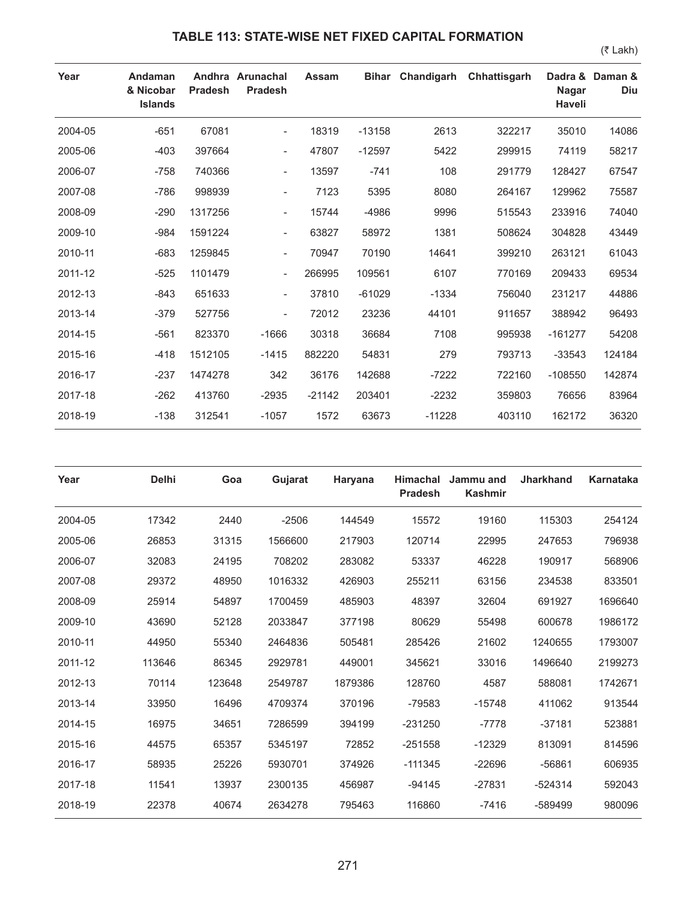## TABLE 113: STATE-WISE NET FIXED CAPITAL FORMATION

(₹ Lakh)

| Year | Andaman & Nicobar Islands | Andhra Pradesh | Arunachal Pradesh | Assam | Bihar | Chandigarh | Chhattisgarh | Dadra & Nagar Haveli | Daman & Diu |
|---|---|---|---|---|---|---|---|---|---|
| 2004-05 | -651 | 67081 | - | 18319 | -13158 | 2613 | 322217 | 35010 | 14086 |
| 2005-06 | -403 | 397664 | - | 47807 | -12597 | 5422 | 299915 | 74119 | 58217 |
| 2006-07 | -758 | 740366 | - | 13597 | -741 | 108 | 291779 | 128427 | 67547 |
| 2007-08 | -786 | 998939 | - | 7123 | 5395 | 8080 | 264167 | 129962 | 75587 |
| 2008-09 | -290 | 1317256 | - | 15744 | -4986 | 9996 | 515543 | 233916 | 74040 |
| 2009-10 | -984 | 1591224 | - | 63827 | 58972 | 1381 | 508624 | 304828 | 43449 |
| 2010-11 | -683 | 1259845 | - | 70947 | 70190 | 14641 | 399210 | 263121 | 61043 |
| 2011-12 | -525 | 1101479 | - | 266995 | 109561 | 6107 | 770169 | 209433 | 69534 |
| 2012-13 | -843 | 651633 | - | 37810 | -61029 | -1334 | 756040 | 231217 | 44886 |
| 2013-14 | -379 | 527756 | - | 72012 | 23236 | 44101 | 911657 | 388942 | 96493 |
| 2014-15 | -561 | 823370 | -1666 | 30318 | 36684 | 7108 | 995938 | -161277 | 54208 |
| 2015-16 | -418 | 1512105 | -1415 | 882220 | 54831 | 279 | 793713 | -33543 | 124184 |
| 2016-17 | -237 | 1474278 | 342 | 36176 | 142688 | -7222 | 722160 | -108550 | 142874 |
| 2017-18 | -262 | 413760 | -2935 | -21142 | 203401 | -2232 | 359803 | 76656 | 83964 |
| 2018-19 | -138 | 312541 | -1057 | 1572 | 63673 | -11228 | 403110 | 162172 | 36320 |

| Year | Delhi | Goa | Gujarat | Haryana | Himachal Pradesh | Jammu and Kashmir | Jharkhand | Karnataka |
|---|---|---|---|---|---|---|---|---|
| 2004-05 | 17342 | 2440 | -2506 | 144549 | 15572 | 19160 | 115303 | 254124 |
| 2005-06 | 26853 | 31315 | 1566600 | 217903 | 120714 | 22995 | 247653 | 796938 |
| 2006-07 | 32083 | 24195 | 708202 | 283082 | 53337 | 46228 | 190917 | 568906 |
| 2007-08 | 29372 | 48950 | 1016332 | 426903 | 255211 | 63156 | 234538 | 833501 |
| 2008-09 | 25914 | 54897 | 1700459 | 485903 | 48397 | 32604 | 691927 | 1696640 |
| 2009-10 | 43690 | 52128 | 2033847 | 377198 | 80629 | 55498 | 600678 | 1986172 |
| 2010-11 | 44950 | 55340 | 2464836 | 505481 | 285426 | 21602 | 1240655 | 1793007 |
| 2011-12 | 113646 | 86345 | 2929781 | 449001 | 345621 | 33016 | 1496640 | 2199273 |
| 2012-13 | 70114 | 123648 | 2549787 | 1879386 | 128760 | 4587 | 588081 | 1742671 |
| 2013-14 | 33950 | 16496 | 4709374 | 370196 | -79583 | -15748 | 411062 | 913544 |
| 2014-15 | 16975 | 34651 | 7286599 | 394199 | -231250 | -7778 | -37181 | 523881 |
| 2015-16 | 44575 | 65357 | 5345197 | 72852 | -251558 | -12329 | 813091 | 814596 |
| 2016-17 | 58935 | 25226 | 5930701 | 374926 | -111345 | -22696 | -56861 | 606935 |
| 2017-18 | 11541 | 13937 | 2300135 | 456987 | -94145 | -27831 | -524314 | 592043 |
| 2018-19 | 22378 | 40674 | 2634278 | 795463 | 116860 | -7416 | -589499 | 980096 |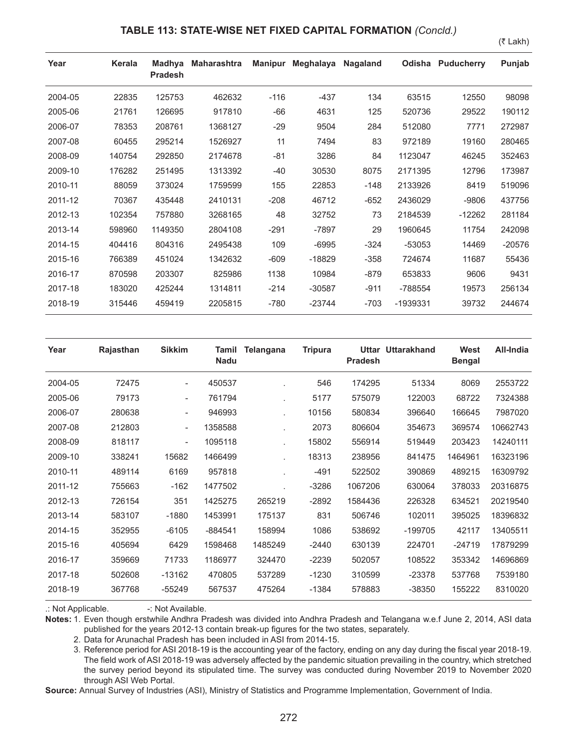## TABLE 113: STATE-WISE NET FIXED CAPITAL FORMATION *(Concld.)*

(₹ Lakh)

| Year | Kerala | Madhya Pradesh | Maharashtra | Manipur | Meghalaya | Nagaland | Odisha | Puducherry | Punjab |
|---|---|---|---|---|---|---|---|---|---|
| 2004-05 | 22835 | 125753 | 462632 | -116 | -437 | 134 | 63515 | 12550 | 98098 |
| 2005-06 | 21761 | 126695 | 917810 | -66 | 4631 | 125 | 520736 | 29522 | 190112 |
| 2006-07 | 78353 | 208761 | 1368127 | -29 | 9504 | 284 | 512080 | 7771 | 272987 |
| 2007-08 | 60455 | 295214 | 1526927 | 11 | 7494 | 83 | 972189 | 19160 | 280465 |
| 2008-09 | 140754 | 292850 | 2174678 | -81 | 3286 | 84 | 1123047 | 46245 | 352463 |
| 2009-10 | 176282 | 251495 | 1313392 | -40 | 30530 | 8075 | 2171395 | 12796 | 173987 |
| 2010-11 | 88059 | 373024 | 1759599 | 155 | 22853 | -148 | 2133926 | 8419 | 519096 |
| 2011-12 | 70367 | 435448 | 2410131 | -208 | 46712 | -652 | 2436029 | -9806 | 437756 |
| 2012-13 | 102354 | 757880 | 3268165 | 48 | 32752 | 73 | 2184539 | -12262 | 281184 |
| 2013-14 | 598960 | 1149350 | 2804108 | -291 | -7897 | 29 | 1960645 | 11754 | 242098 |
| 2014-15 | 404416 | 804316 | 2495438 | 109 | -6995 | -324 | -53053 | 14469 | -20576 |
| 2015-16 | 766389 | 451024 | 1342632 | -609 | -18829 | -358 | 724674 | 11687 | 55436 |
| 2016-17 | 870598 | 203307 | 825986 | 1138 | 10984 | -879 | 653833 | 9606 | 9431 |
| 2017-18 | 183020 | 425244 | 1314811 | -214 | -30587 | -911 | -788554 | 19573 | 256134 |
| 2018-19 | 315446 | 459419 | 2205815 | -780 | -23744 | -703 | -1939331 | 39732 | 244674 |

| Year | Rajasthan | Sikkim | Tamil Nadu | Telangana | Tripura | Uttar Pradesh | Uttarakhand | West Bengal | All-India |
|---|---|---|---|---|---|---|---|---|---|
| 2004-05 | 72475 | - | 450537 | . | 546 | 174295 | 51334 | 8069 | 2553722 |
| 2005-06 | 79173 | - | 761794 | . | 5177 | 575079 | 122003 | 68722 | 7324388 |
| 2006-07 | 280638 | - | 946993 | . | 10156 | 580834 | 396640 | 166645 | 7987020 |
| 2007-08 | 212803 | - | 1358588 | . | 2073 | 806604 | 354673 | 369574 | 10662743 |
| 2008-09 | 818117 | - | 1095118 | . | 15802 | 556914 | 519449 | 203423 | 14240111 |
| 2009-10 | 338241 | 15682 | 1466499 | . | 18313 | 238956 | 841475 | 1464961 | 16323196 |
| 2010-11 | 489114 | 6169 | 957818 | . | -491 | 522502 | 390869 | 489215 | 16309792 |
| 2011-12 | 755663 | -162 | 1477502 | . | -3286 | 1067206 | 630064 | 378033 | 20316875 |
| 2012-13 | 726154 | 351 | 1425275 | 265219 | -2892 | 1584436 | 226328 | 634521 | 20219540 |
| 2013-14 | 583107 | -1880 | 1453991 | 175137 | 831 | 506746 | 102011 | 395025 | 18396832 |
| 2014-15 | 352955 | -6105 | -884541 | 158994 | 1086 | 538692 | -199705 | 42117 | 13405511 |
| 2015-16 | 405694 | 6429 | 1598468 | 1485249 | -2440 | 630139 | 224701 | -24719 | 17879299 |
| 2016-17 | 359669 | 71733 | 1186977 | 324470 | -2239 | 502057 | 108522 | 353342 | 14696869 |
| 2017-18 | 502608 | -13162 | 470805 | 537289 | -1230 | 310599 | -23378 | 537768 | 7539180 |
| 2018-19 | 367768 | -55249 | 567537 | 475264 | -1384 | 578883 | -38350 | 155222 | 8310020 |

.: Not Applicable. -: Not Available.

**Notes:** 1. Even though erstwhile Andhra Pradesh was divided into Andhra Pradesh and Telangana w.e.f June 2, 2014, ASI data published for the years 2012-13 contain break-up figures for the two states, separately.

2. Data for Arunachal Pradesh has been included in ASI from 2014-15.

3. Reference period for ASI 2018-19 is the accounting year of the factory, ending on any day during the fiscal year 2018-19. The field work of ASI 2018-19 was adversely affected by the pandemic situation prevailing in the country, which stretched the survey period beyond its stipulated time. The survey was conducted during November 2019 to November 2020 through ASI Web Portal.

**Source:** Annual Survey of Industries (ASI), Ministry of Statistics and Programme Implementation, Government of India.